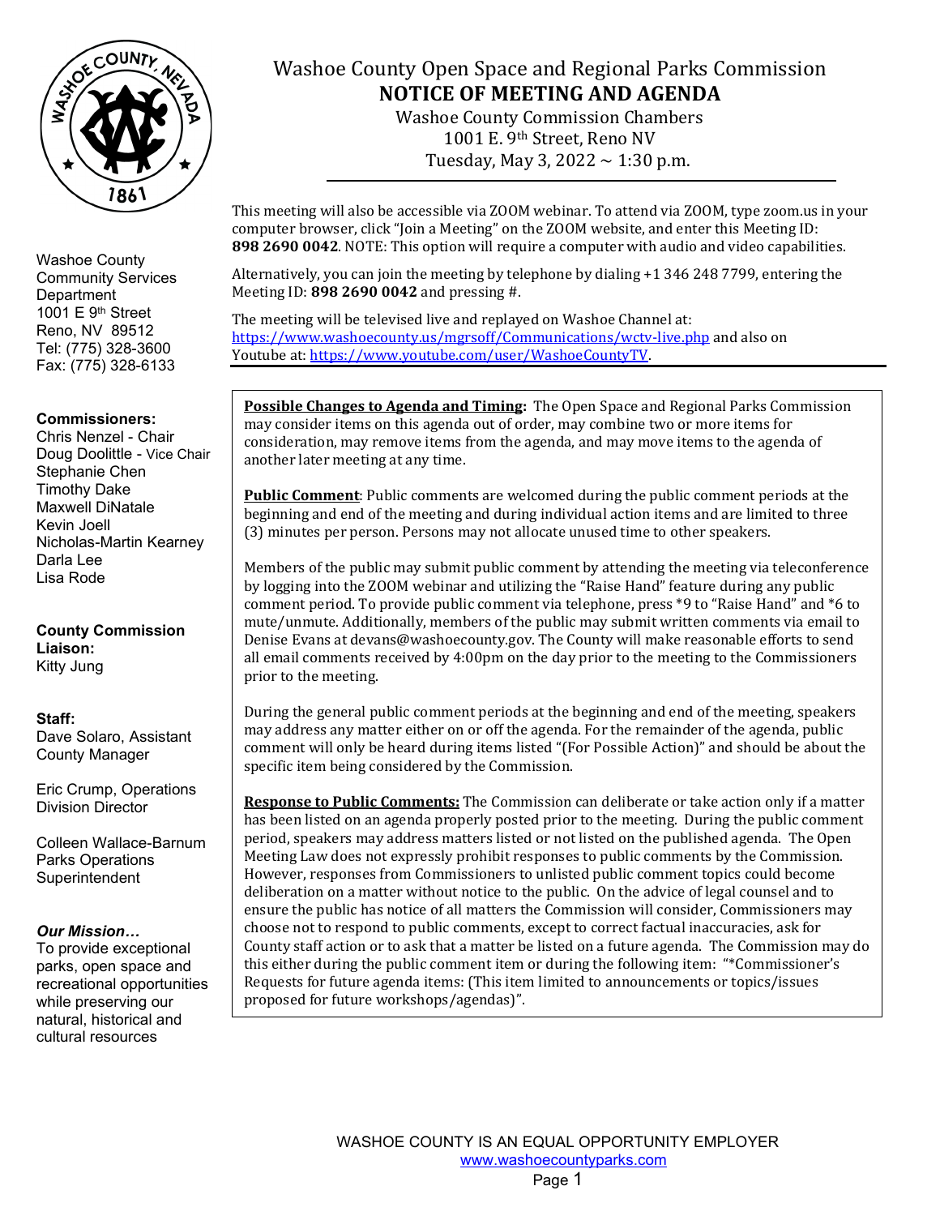# Washoe County Open Space and Regional Parks Commission

## NOTICE OF MEETING AND AGENDA

Washoe County Commission Chambers
1001 E. 9th Street, Reno NV
Tuesday, May 3, 2022 ~ 1:30 p.m.

Washoe County
Community Services
Department
1001 E 9th Street
Reno, NV 89512
Tel: (775) 328-3600
Fax: (775) 328-6133

**Commissioners:**
Chris Nenzel - Chair
Doug Doolittle - Vice Chair
Stephanie Chen
Timothy Dake
Maxwell DiNatale
Kevin Joell
Nicholas-Martin Kearney
Darla Lee
Lisa Rode

**County Commission Liaison:**
Kitty Jung

**Staff:**
Dave Solaro, Assistant County Manager

Eric Crump, Operations Division Director

Colleen Wallace-Barnum Parks Operations Superintendent

***Our Mission…***
To provide exceptional parks, open space and recreational opportunities while preserving our natural, historical and cultural resources

This meeting will also be accessible via ZOOM webinar. To attend via ZOOM, type zoom.us in your computer browser, click "Join a Meeting" on the ZOOM website, and enter this Meeting ID: **898 2690 0042**. NOTE: This option will require a computer with audio and video capabilities.

Alternatively, you can join the meeting by telephone by dialing +1 346 248 7799, entering the Meeting ID: **898 2690 0042** and pressing #.

The meeting will be televised live and replayed on Washoe Channel at: https://www.washoecounty.us/mgrsoff/Communications/wctv-live.php and also on Youtube at: https://www.youtube.com/user/WashoeCountyTV.

**Possible Changes to Agenda and Timing:** The Open Space and Regional Parks Commission may consider items on this agenda out of order, may combine two or more items for consideration, may remove items from the agenda, and may move items to the agenda of another later meeting at any time.

**Public Comment**: Public comments are welcomed during the public comment periods at the beginning and end of the meeting and during individual action items and are limited to three (3) minutes per person. Persons may not allocate unused time to other speakers.

Members of the public may submit public comment by attending the meeting via teleconference by logging into the ZOOM webinar and utilizing the "Raise Hand" feature during any public comment period. To provide public comment via telephone, press *9 to "Raise Hand" and *6 to mute/unmute. Additionally, members of the public may submit written comments via email to Denise Evans at devans@washoecounty.gov. The County will make reasonable efforts to send all email comments received by 4:00pm on the day prior to the meeting to the Commissioners prior to the meeting.

During the general public comment periods at the beginning and end of the meeting, speakers may address any matter either on or off the agenda. For the remainder of the agenda, public comment will only be heard during items listed "(For Possible Action)" and should be about the specific item being considered by the Commission.

**Response to Public Comments:** The Commission can deliberate or take action only if a matter has been listed on an agenda properly posted prior to the meeting. During the public comment period, speakers may address matters listed or not listed on the published agenda. The Open Meeting Law does not expressly prohibit responses to public comments by the Commission. However, responses from Commissioners to unlisted public comment topics could become deliberation on a matter without notice to the public. On the advice of legal counsel and to ensure the public has notice of all matters the Commission will consider, Commissioners may choose not to respond to public comments, except to correct factual inaccuracies, ask for County staff action or to ask that a matter be listed on a future agenda. The Commission may do this either during the public comment item or during the following item: "*Commissioner's Requests for future agenda items: (This item limited to announcements or topics/issues proposed for future workshops/agendas)".

WASHOE COUNTY IS AN EQUAL OPPORTUNITY EMPLOYER
www.washoecountyparks.com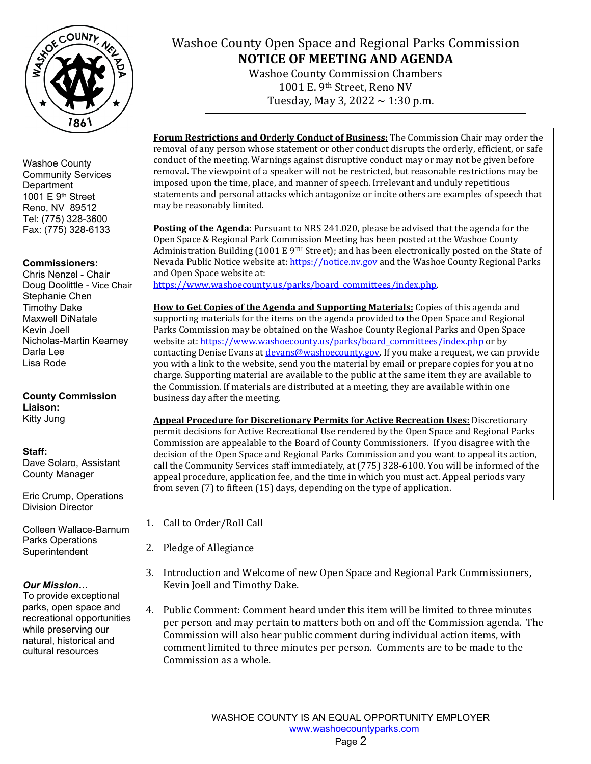# Washoe County Open Space and Regional Parks Commission

# NOTICE OF MEETING AND AGENDA

Washoe County Commission Chambers
1001 E. 9th Street, Reno NV
Tuesday, May 3, 2022 ~ 1:30 p.m.

Washoe County
Community Services
Department
1001 E 9th Street
Reno, NV 89512
Tel: (775) 328-3600
Fax: (775) 328-6133

**Commissioners:**
Chris Nenzel - Chair
Doug Doolittle - Vice Chair
Stephanie Chen
Timothy Dake
Maxwell DiNatale
Kevin Joell
Nicholas-Martin Kearney
Darla Lee
Lisa Rode

**County Commission Liaison:**
Kitty Jung

**Staff:**
Dave Solaro, Assistant County Manager

Eric Crump, Operations Division Director

Colleen Wallace-Barnum Parks Operations Superintendent

***Our Mission…***
To provide exceptional parks, open space and recreational opportunities while preserving our natural, historical and cultural resources

**Forum Restrictions and Orderly Conduct of Business:** The Commission Chair may order the removal of any person whose statement or other conduct disrupts the orderly, efficient, or safe conduct of the meeting. Warnings against disruptive conduct may or may not be given before removal. The viewpoint of a speaker will not be restricted, but reasonable restrictions may be imposed upon the time, place, and manner of speech. Irrelevant and unduly repetitious statements and personal attacks which antagonize or incite others are examples of speech that may be reasonably limited.

**Posting of the Agenda**: Pursuant to NRS 241.020, please be advised that the agenda for the Open Space & Regional Park Commission Meeting has been posted at the Washoe County Administration Building (1001 E 9TH Street); and has been electronically posted on the State of Nevada Public Notice website at: https://notice.nv.gov and the Washoe County Regional Parks and Open Space website at: https://www.washoecounty.us/parks/board_committees/index.php.

**How to Get Copies of the Agenda and Supporting Materials:** Copies of this agenda and supporting materials for the items on the agenda provided to the Open Space and Regional Parks Commission may be obtained on the Washoe County Regional Parks and Open Space website at: https://www.washoecounty.us/parks/board_committees/index.php or by contacting Denise Evans at devans@washoecounty.gov. If you make a request, we can provide you with a link to the website, send you the material by email or prepare copies for you at no charge. Supporting material are available to the public at the same item they are available to the Commission. If materials are distributed at a meeting, they are available within one business day after the meeting.

**Appeal Procedure for Discretionary Permits for Active Recreation Uses:** Discretionary permit decisions for Active Recreational Use rendered by the Open Space and Regional Parks Commission are appealable to the Board of County Commissioners. If you disagree with the decision of the Open Space and Regional Parks Commission and you want to appeal its action, call the Community Services staff immediately, at (775) 328-6100. You will be informed of the appeal procedure, application fee, and the time in which you must act. Appeal periods vary from seven (7) to fifteen (15) days, depending on the type of application.

1. Call to Order/Roll Call
2. Pledge of Allegiance
3. Introduction and Welcome of new Open Space and Regional Park Commissioners, Kevin Joell and Timothy Dake.
4. Public Comment: Comment heard under this item will be limited to three minutes per person and may pertain to matters both on and off the Commission agenda. The Commission will also hear public comment during individual action items, with comment limited to three minutes per person. Comments are to be made to the Commission as a whole.

WASHOE COUNTY IS AN EQUAL OPPORTUNITY EMPLOYER
www.washoecountyparks.com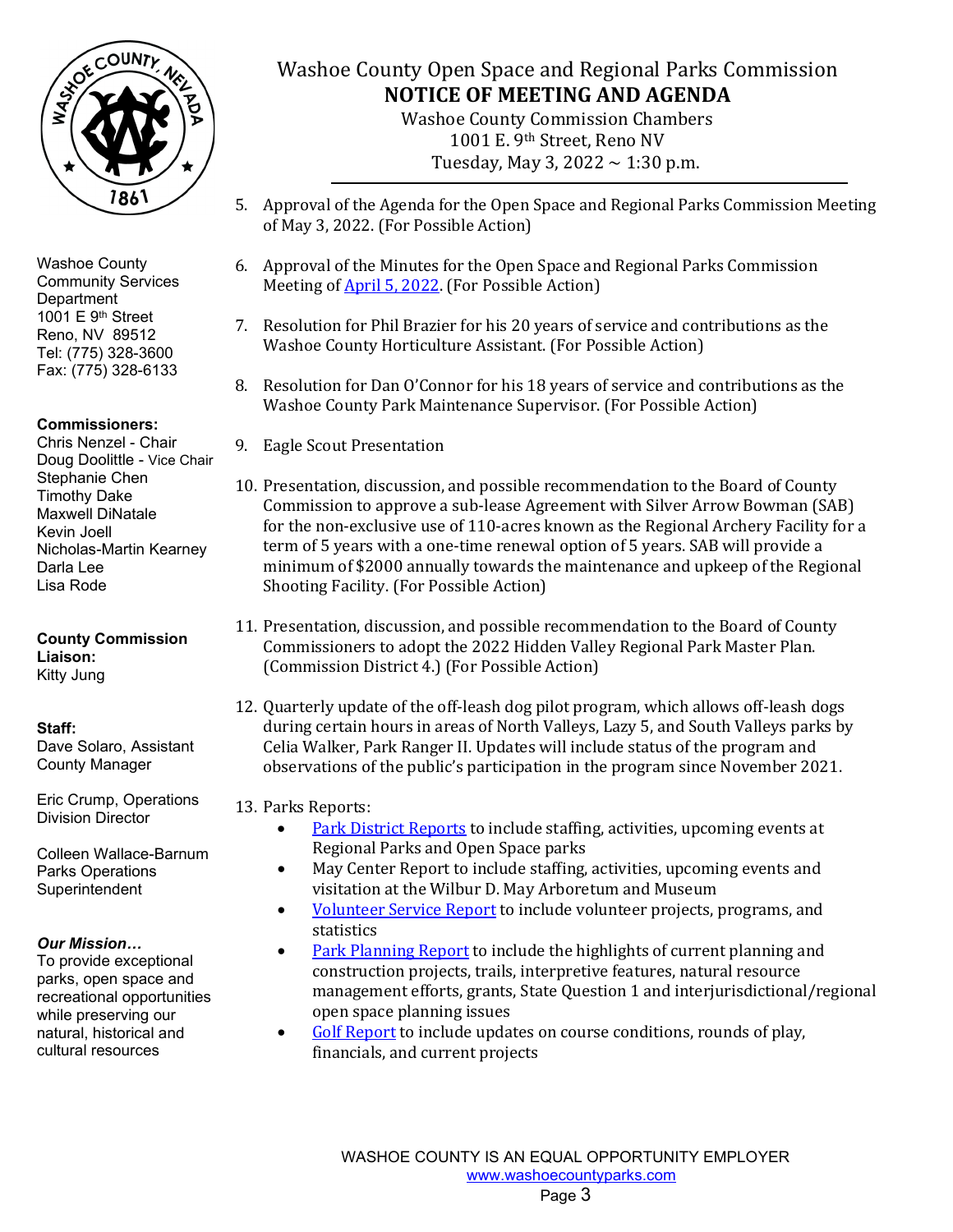# Washoe County Open Space and Regional Parks Commission

## NOTICE OF MEETING AND AGENDA

Washoe County Commission Chambers
1001 E. 9th Street, Reno NV
Tuesday, May 3, 2022 ~ 1:30 p.m.

Washoe County
Community Services Department
1001 E 9th Street
Reno, NV 89512
Tel: (775) 328-3600
Fax: (775) 328-6133

**Commissioners:**
Chris Nenzel - Chair
Doug Doolittle - Vice Chair
Stephanie Chen
Timothy Dake
Maxwell DiNatale
Kevin Joell
Nicholas-Martin Kearney
Darla Lee
Lisa Rode

**County Commission Liaison:**
Kitty Jung

**Staff:**
Dave Solaro, Assistant County Manager

Eric Crump, Operations Division Director

Colleen Wallace-Barnum Parks Operations Superintendent

***Our Mission…***
To provide exceptional parks, open space and recreational opportunities while preserving our natural, historical and cultural resources

5. Approval of the Agenda for the Open Space and Regional Parks Commission Meeting of May 3, 2022. (For Possible Action)

6. Approval of the Minutes for the Open Space and Regional Parks Commission Meeting of April 5, 2022. (For Possible Action)

7. Resolution for Phil Brazier for his 20 years of service and contributions as the Washoe County Horticulture Assistant. (For Possible Action)

8. Resolution for Dan O'Connor for his 18 years of service and contributions as the Washoe County Park Maintenance Supervisor. (For Possible Action)

9. Eagle Scout Presentation

10. Presentation, discussion, and possible recommendation to the Board of County Commission to approve a sub-lease Agreement with Silver Arrow Bowman (SAB) for the non-exclusive use of 110-acres known as the Regional Archery Facility for a term of 5 years with a one-time renewal option of 5 years. SAB will provide a minimum of $2000 annually towards the maintenance and upkeep of the Regional Shooting Facility. (For Possible Action)

11. Presentation, discussion, and possible recommendation to the Board of County Commissioners to adopt the 2022 Hidden Valley Regional Park Master Plan. (Commission District 4.) (For Possible Action)

12. Quarterly update of the off-leash dog pilot program, which allows off-leash dogs during certain hours in areas of North Valleys, Lazy 5, and South Valleys parks by Celia Walker, Park Ranger II. Updates will include status of the program and observations of the public's participation in the program since November 2021.

13. Parks Reports:
    - Park District Reports to include staffing, activities, upcoming events at Regional Parks and Open Space parks
    - May Center Report to include staffing, activities, upcoming events and visitation at the Wilbur D. May Arboretum and Museum
    - Volunteer Service Report to include volunteer projects, programs, and statistics
    - Park Planning Report to include the highlights of current planning and construction projects, trails, interpretive features, natural resource management efforts, grants, State Question 1 and interjurisdictional/regional open space planning issues
    - Golf Report to include updates on course conditions, rounds of play, financials, and current projects

WASHOE COUNTY IS AN EQUAL OPPORTUNITY EMPLOYER
www.washoecountyparks.com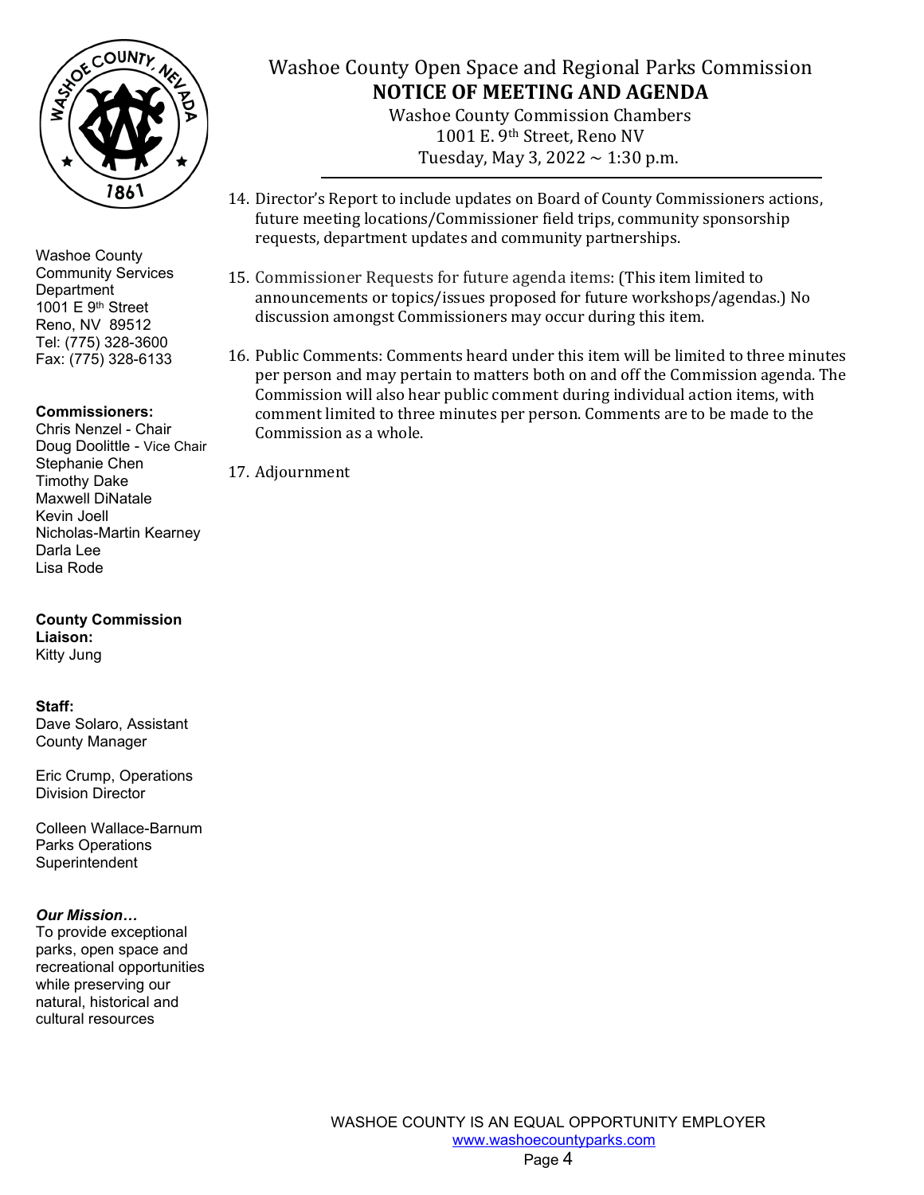# Washoe County Open Space and Regional Parks Commission
## NOTICE OF MEETING AND AGENDA

Washoe County Commission Chambers
1001 E. 9th Street, Reno NV
Tuesday, May 3, 2022 ~ 1:30 p.m.

Washoe County
Community Services
Department
1001 E 9th Street
Reno, NV 89512
Tel: (775) 328-3600
Fax: (775) 328-6133

**Commissioners:**
Chris Nenzel - Chair
Doug Doolittle - Vice Chair
Stephanie Chen
Timothy Dake
Maxwell DiNatale
Kevin Joell
Nicholas-Martin Kearney
Darla Lee
Lisa Rode

**County Commission Liaison:**
Kitty Jung

**Staff:**
Dave Solaro, Assistant County Manager

Eric Crump, Operations Division Director

Colleen Wallace-Barnum Parks Operations Superintendent

***Our Mission…***
To provide exceptional parks, open space and recreational opportunities while preserving our natural, historical and cultural resources

14. Director's Report to include updates on Board of County Commissioners actions, future meeting locations/Commissioner field trips, community sponsorship requests, department updates and community partnerships.

15. Commissioner Requests for future agenda items: (This item limited to announcements or topics/issues proposed for future workshops/agendas.) No discussion amongst Commissioners may occur during this item.

16. Public Comments: Comments heard under this item will be limited to three minutes per person and may pertain to matters both on and off the Commission agenda. The Commission will also hear public comment during individual action items, with comment limited to three minutes per person. Comments are to be made to the Commission as a whole.

17. Adjournment

WASHOE COUNTY IS AN EQUAL OPPORTUNITY EMPLOYER
www.washoecountyparks.com